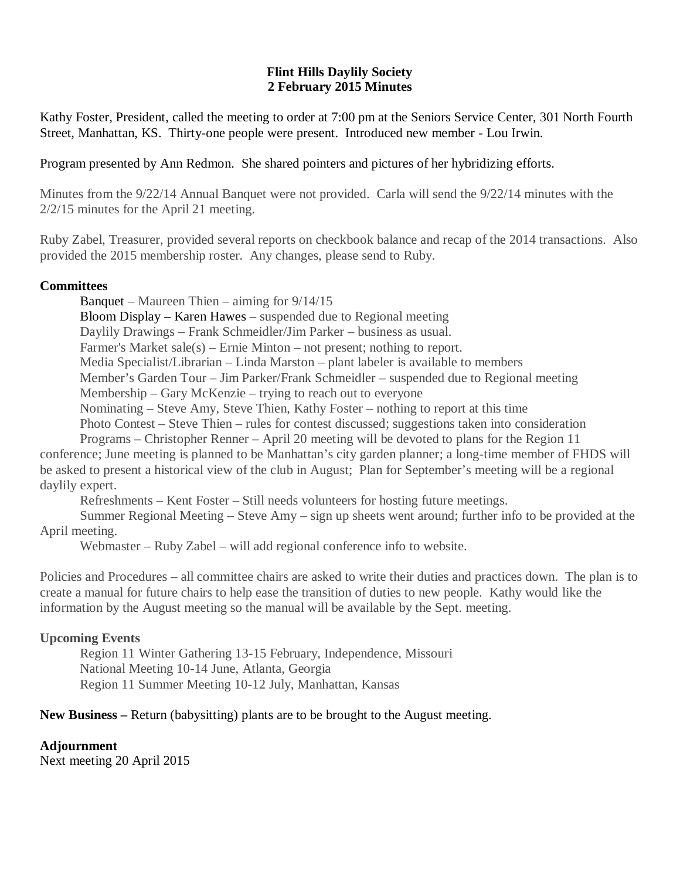# Flint Hills Daylily Society
## 2 February 2015 Minutes

Kathy Foster, President, called the meeting to order at 7:00 pm at the Seniors Service Center, 301 North Fourth Street, Manhattan, KS. Thirty-one people were present. Introduced new member - Lou Irwin.

Program presented by Ann Redmon. She shared pointers and pictures of her hybridizing efforts.

Minutes from the 9/22/14 Annual Banquet were not provided. Carla will send the 9/22/14 minutes with the 2/2/15 minutes for the April 21 meeting.

Ruby Zabel, Treasurer, provided several reports on checkbook balance and recap of the 2014 transactions. Also provided the 2015 membership roster. Any changes, please send to Ruby.

**Committees**

Banquet – Maureen Thien – aiming for 9/14/15
Bloom Display – Karen Hawes – suspended due to Regional meeting
Daylily Drawings – Frank Schmeidler/Jim Parker – business as usual.
Farmer's Market sale(s) – Ernie Minton – not present; nothing to report.
Media Specialist/Librarian – Linda Marston – plant labeler is available to members
Member's Garden Tour – Jim Parker/Frank Schmeidler – suspended due to Regional meeting
Membership – Gary McKenzie – trying to reach out to everyone
Nominating – Steve Amy, Steve Thien, Kathy Foster – nothing to report at this time
Photo Contest – Steve Thien – rules for contest discussed; suggestions taken into consideration
Programs – Christopher Renner – April 20 meeting will be devoted to plans for the Region 11 conference; June meeting is planned to be Manhattan's city garden planner; a long-time member of FHDS will be asked to present a historical view of the club in August; Plan for September's meeting will be a regional daylily expert.
Refreshments – Kent Foster – Still needs volunteers for hosting future meetings.
Summer Regional Meeting – Steve Amy – sign up sheets went around; further info to be provided at the April meeting.
Webmaster – Ruby Zabel – will add regional conference info to website.

Policies and Procedures – all committee chairs are asked to write their duties and practices down. The plan is to create a manual for future chairs to help ease the transition of duties to new people. Kathy would like the information by the August meeting so the manual will be available by the Sept. meeting.

**Upcoming Events**

Region 11 Winter Gathering 13-15 February, Independence, Missouri
National Meeting 10-14 June, Atlanta, Georgia
Region 11 Summer Meeting 10-12 July, Manhattan, Kansas

**New Business –** Return (babysitting) plants are to be brought to the August meeting.

**Adjournment**
Next meeting 20 April 2015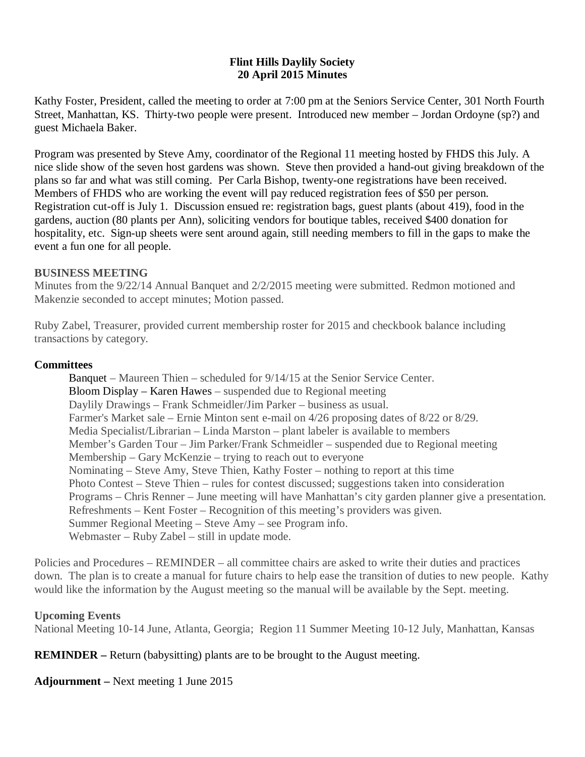**Flint Hills Daylily Society**
**20 April 2015 Minutes**

Kathy Foster, President, called the meeting to order at 7:00 pm at the Seniors Service Center, 301 North Fourth Street, Manhattan, KS. Thirty-two people were present. Introduced new member – Jordan Ordoyne (sp?) and guest Michaela Baker.

Program was presented by Steve Amy, coordinator of the Regional 11 meeting hosted by FHDS this July. A nice slide show of the seven host gardens was shown. Steve then provided a hand-out giving breakdown of the plans so far and what was still coming. Per Carla Bishop, twenty-one registrations have been received. Members of FHDS who are working the event will pay reduced registration fees of $50 per person. Registration cut-off is July 1. Discussion ensued re: registration bags, guest plants (about 419), food in the gardens, auction (80 plants per Ann), soliciting vendors for boutique tables, received $400 donation for hospitality, etc. Sign-up sheets were sent around again, still needing members to fill in the gaps to make the event a fun one for all people.

**BUSINESS MEETING**

Minutes from the 9/22/14 Annual Banquet and 2/2/2015 meeting were submitted. Redmon motioned and Makenzie seconded to accept minutes; Motion passed.

Ruby Zabel, Treasurer, provided current membership roster for 2015 and checkbook balance including transactions by category.

**Committees**

- Banquet – Maureen Thien – scheduled for 9/14/15 at the Senior Service Center.
- Bloom Display – Karen Hawes – suspended due to Regional meeting
- Daylily Drawings – Frank Schmeidler/Jim Parker – business as usual.
- Farmer's Market sale – Ernie Minton sent e-mail on 4/26 proposing dates of 8/22 or 8/29.
- Media Specialist/Librarian – Linda Marston – plant labeler is available to members
- Member's Garden Tour – Jim Parker/Frank Schmeidler – suspended due to Regional meeting
- Membership – Gary McKenzie – trying to reach out to everyone
- Nominating – Steve Amy, Steve Thien, Kathy Foster – nothing to report at this time
- Photo Contest – Steve Thien – rules for contest discussed; suggestions taken into consideration
- Programs – Chris Renner – June meeting will have Manhattan's city garden planner give a presentation.
- Refreshments – Kent Foster – Recognition of this meeting's providers was given.
- Summer Regional Meeting – Steve Amy – see Program info.
- Webmaster – Ruby Zabel – still in update mode.

Policies and Procedures – REMINDER – all committee chairs are asked to write their duties and practices down. The plan is to create a manual for future chairs to help ease the transition of duties to new people. Kathy would like the information by the August meeting so the manual will be available by the Sept. meeting.

**Upcoming Events**

National Meeting 10-14 June, Atlanta, Georgia; Region 11 Summer Meeting 10-12 July, Manhattan, Kansas

**REMINDER –** Return (babysitting) plants are to be brought to the August meeting.

**Adjournment –** Next meeting 1 June 2015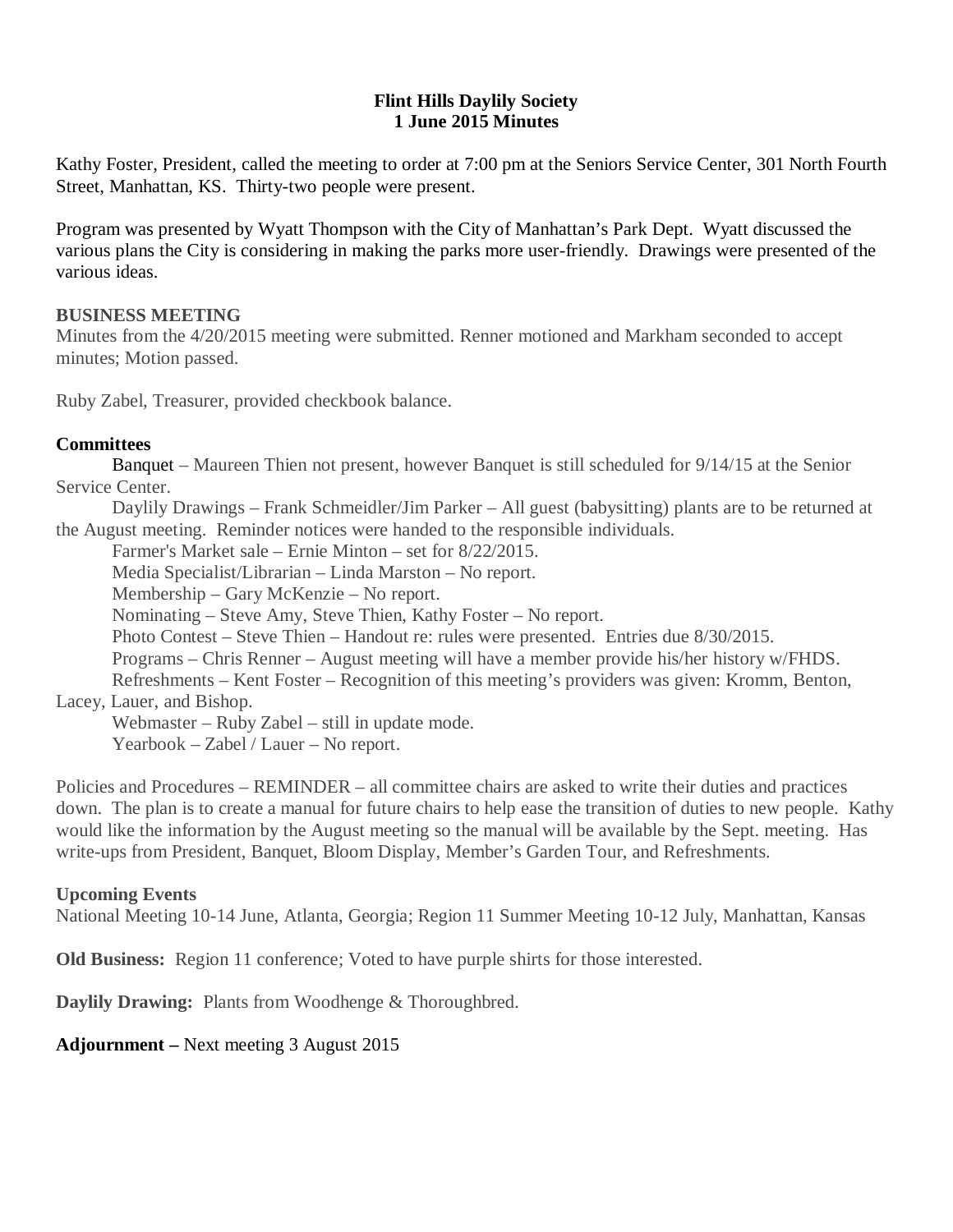**Flint Hills Daylily Society**
**1 June 2015 Minutes**

Kathy Foster, President, called the meeting to order at 7:00 pm at the Seniors Service Center, 301 North Fourth Street, Manhattan, KS. Thirty-two people were present.

Program was presented by Wyatt Thompson with the City of Manhattan's Park Dept. Wyatt discussed the various plans the City is considering in making the parks more user-friendly. Drawings were presented of the various ideas.

**BUSINESS MEETING**

Minutes from the 4/20/2015 meeting were submitted. Renner motioned and Markham seconded to accept minutes; Motion passed.

Ruby Zabel, Treasurer, provided checkbook balance.

**Committees**

Banquet – Maureen Thien not present, however Banquet is still scheduled for 9/14/15 at the Senior Service Center.

Daylily Drawings – Frank Schmeidler/Jim Parker – All guest (babysitting) plants are to be returned at the August meeting. Reminder notices were handed to the responsible individuals.

Farmer's Market sale – Ernie Minton – set for 8/22/2015.

Media Specialist/Librarian – Linda Marston – No report.

Membership – Gary McKenzie – No report.

Nominating – Steve Amy, Steve Thien, Kathy Foster – No report.

Photo Contest – Steve Thien – Handout re: rules were presented. Entries due 8/30/2015.

Programs – Chris Renner – August meeting will have a member provide his/her history w/FHDS.

Refreshments – Kent Foster – Recognition of this meeting's providers was given: Kromm, Benton, Lacey, Lauer, and Bishop.

Webmaster – Ruby Zabel – still in update mode.

Yearbook – Zabel / Lauer – No report.

Policies and Procedures – REMINDER – all committee chairs are asked to write their duties and practices down. The plan is to create a manual for future chairs to help ease the transition of duties to new people. Kathy would like the information by the August meeting so the manual will be available by the Sept. meeting. Has write-ups from President, Banquet, Bloom Display, Member's Garden Tour, and Refreshments.

**Upcoming Events**

National Meeting 10-14 June, Atlanta, Georgia; Region 11 Summer Meeting 10-12 July, Manhattan, Kansas

**Old Business:** Region 11 conference; Voted to have purple shirts for those interested.

**Daylily Drawing:** Plants from Woodhenge & Thoroughbred.

**Adjournment –** Next meeting 3 August 2015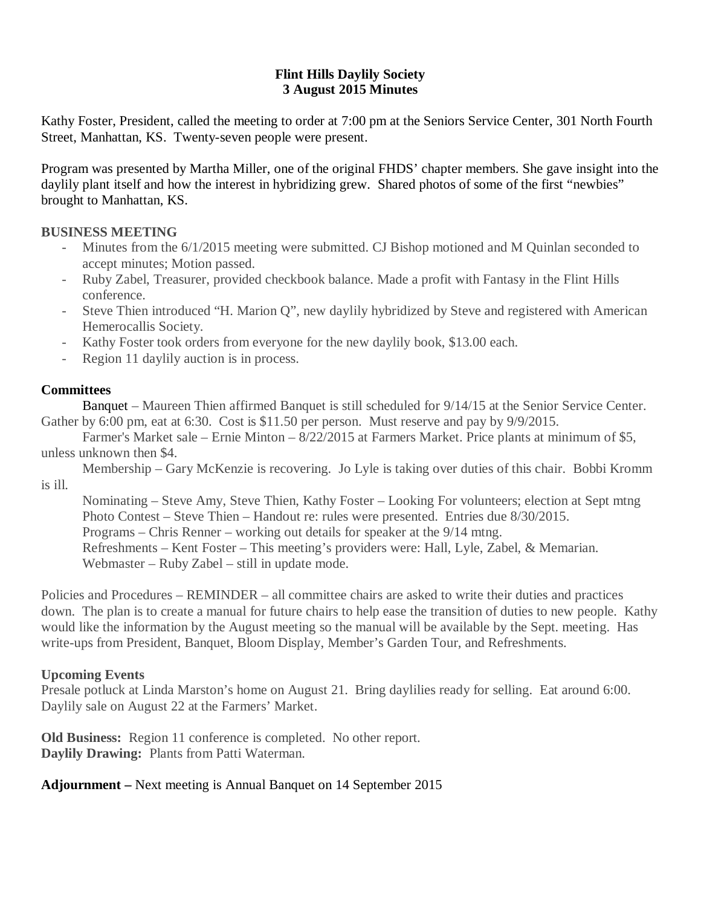**Flint Hills Daylily Society**
**3 August 2015 Minutes**

Kathy Foster, President, called the meeting to order at 7:00 pm at the Seniors Service Center, 301 North Fourth Street, Manhattan, KS. Twenty-seven people were present.

Program was presented by Martha Miller, one of the original FHDS' chapter members. She gave insight into the daylily plant itself and how the interest in hybridizing grew. Shared photos of some of the first "newbies" brought to Manhattan, KS.

**BUSINESS MEETING**

- Minutes from the 6/1/2015 meeting were submitted. CJ Bishop motioned and M Quinlan seconded to accept minutes; Motion passed.
- Ruby Zabel, Treasurer, provided checkbook balance. Made a profit with Fantasy in the Flint Hills conference.
- Steve Thien introduced "H. Marion Q", new daylily hybridized by Steve and registered with American Hemerocallis Society.
- Kathy Foster took orders from everyone for the new daylily book, $13.00 each.
- Region 11 daylily auction is in process.

**Committees**

Banquet – Maureen Thien affirmed Banquet is still scheduled for 9/14/15 at the Senior Service Center. Gather by 6:00 pm, eat at 6:30. Cost is $11.50 per person. Must reserve and pay by 9/9/2015.

Farmer's Market sale – Ernie Minton – 8/22/2015 at Farmers Market. Price plants at minimum of $5, unless unknown then $4.

Membership – Gary McKenzie is recovering. Jo Lyle is taking over duties of this chair. Bobbi Kromm is ill.

Nominating – Steve Amy, Steve Thien, Kathy Foster – Looking For volunteers; election at Sept mtng

Photo Contest – Steve Thien – Handout re: rules were presented. Entries due 8/30/2015.

Programs – Chris Renner – working out details for speaker at the 9/14 mtng.

Refreshments – Kent Foster – This meeting's providers were: Hall, Lyle, Zabel, & Memarian.

Webmaster – Ruby Zabel – still in update mode.

Policies and Procedures – REMINDER – all committee chairs are asked to write their duties and practices down. The plan is to create a manual for future chairs to help ease the transition of duties to new people. Kathy would like the information by the August meeting so the manual will be available by the Sept. meeting. Has write-ups from President, Banquet, Bloom Display, Member's Garden Tour, and Refreshments.

**Upcoming Events**

Presale potluck at Linda Marston's home on August 21. Bring daylilies ready for selling. Eat around 6:00. Daylily sale on August 22 at the Farmers' Market.

**Old Business:** Region 11 conference is completed. No other report.
**Daylily Drawing:** Plants from Patti Waterman.

**Adjournment –** Next meeting is Annual Banquet on 14 September 2015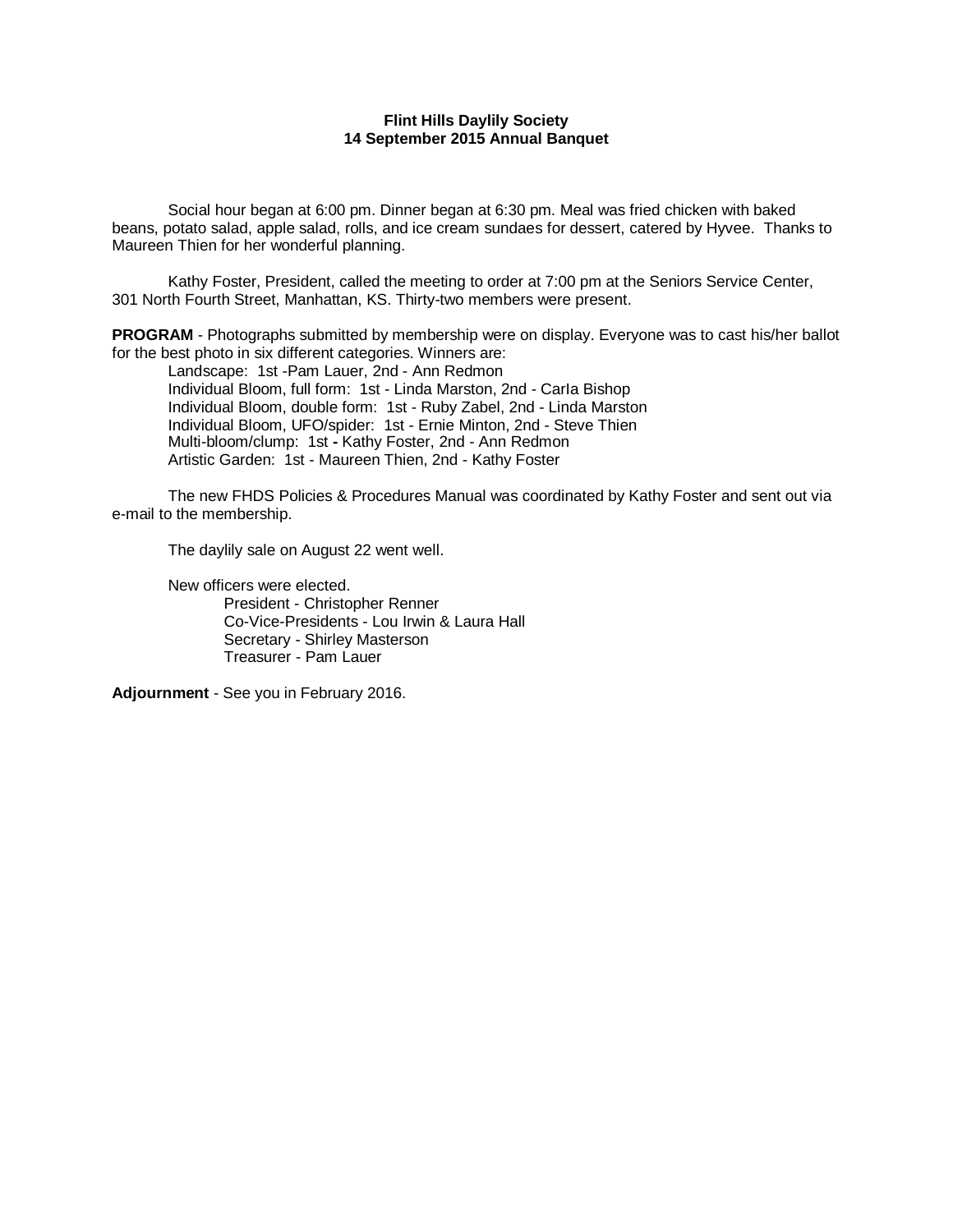**Flint Hills Daylily Society**
**14 September 2015 Annual Banquet**

Social hour began at 6:00 pm. Dinner began at 6:30 pm. Meal was fried chicken with baked beans, potato salad, apple salad, rolls, and ice cream sundaes for dessert, catered by Hyvee. Thanks to Maureen Thien for her wonderful planning.

Kathy Foster, President, called the meeting to order at 7:00 pm at the Seniors Service Center, 301 North Fourth Street, Manhattan, KS. Thirty-two members were present.

**PROGRAM** - Photographs submitted by membership were on display. Everyone was to cast his/her ballot for the best photo in six different categories. Winners are:

- Landscape: 1st -Pam Lauer, 2nd - Ann Redmon
- Individual Bloom, full form: 1st - Linda Marston, 2nd - Carla Bishop
- Individual Bloom, double form: 1st - Ruby Zabel, 2nd - Linda Marston
- Individual Bloom, UFO/spider: 1st - Ernie Minton, 2nd - Steve Thien
- Multi-bloom/clump: 1st **-** Kathy Foster, 2nd - Ann Redmon
- Artistic Garden: 1st - Maureen Thien, 2nd - Kathy Foster

The new FHDS Policies & Procedures Manual was coordinated by Kathy Foster and sent out via e-mail to the membership.

The daylily sale on August 22 went well.

New officers were elected.

- President - Christopher Renner
- Co-Vice-Presidents - Lou Irwin & Laura Hall
- Secretary - Shirley Masterson
- Treasurer - Pam Lauer

**Adjournment** - See you in February 2016.